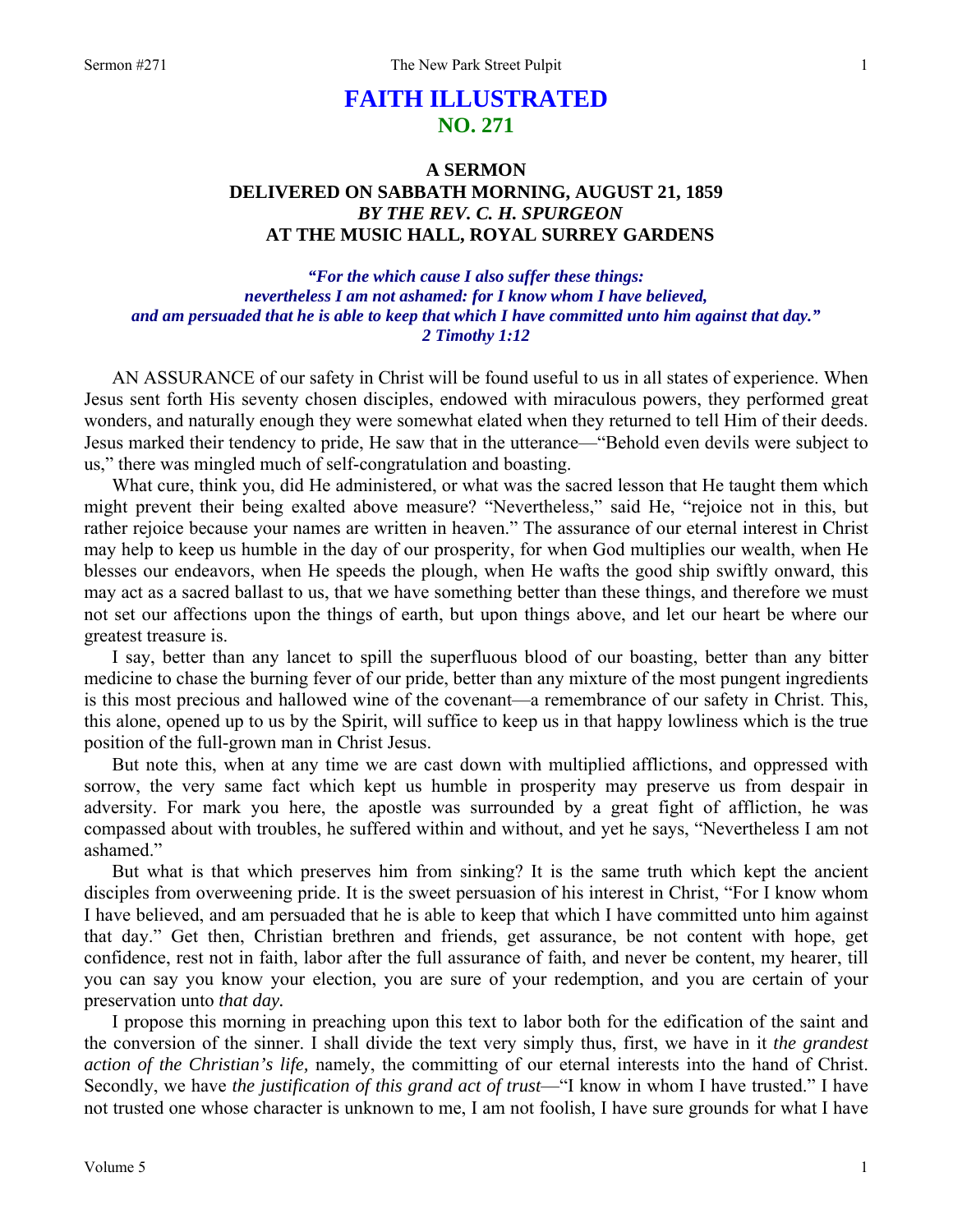# FAITH ILLUSTRATED
## NO. 271

### A SERMON
### DELIVERED ON SABBATH MORNING, AUGUST 21, 1859
### *BY THE REV. C. H. SPURGEON*
### AT THE MUSIC HALL, ROYAL SURREY GARDENS

***"For the which cause I also suffer these things: nevertheless I am not ashamed: for I know whom I have believed, and am persuaded that he is able to keep that which I have committed unto him against that day." 2 Timothy 1:12***

AN ASSURANCE of our safety in Christ will be found useful to us in all states of experience. When Jesus sent forth His seventy chosen disciples, endowed with miraculous powers, they performed great wonders, and naturally enough they were somewhat elated when they returned to tell Him of their deeds. Jesus marked their tendency to pride, He saw that in the utterance—"Behold even devils were subject to us," there was mingled much of self-congratulation and boasting.

What cure, think you, did He administered, or what was the sacred lesson that He taught them which might prevent their being exalted above measure? "Nevertheless," said He, "rejoice not in this, but rather rejoice because your names are written in heaven." The assurance of our eternal interest in Christ may help to keep us humble in the day of our prosperity, for when God multiplies our wealth, when He blesses our endeavors, when He speeds the plough, when He wafts the good ship swiftly onward, this may act as a sacred ballast to us, that we have something better than these things, and therefore we must not set our affections upon the things of earth, but upon things above, and let our heart be where our greatest treasure is.

I say, better than any lancet to spill the superfluous blood of our boasting, better than any bitter medicine to chase the burning fever of our pride, better than any mixture of the most pungent ingredients is this most precious and hallowed wine of the covenant—a remembrance of our safety in Christ. This, this alone, opened up to us by the Spirit, will suffice to keep us in that happy lowliness which is the true position of the full-grown man in Christ Jesus.

But note this, when at any time we are cast down with multiplied afflictions, and oppressed with sorrow, the very same fact which kept us humble in prosperity may preserve us from despair in adversity. For mark you here, the apostle was surrounded by a great fight of affliction, he was compassed about with troubles, he suffered within and without, and yet he says, "Nevertheless I am not ashamed."

But what is that which preserves him from sinking? It is the same truth which kept the ancient disciples from overweening pride. It is the sweet persuasion of his interest in Christ, "For I know whom I have believed, and am persuaded that he is able to keep that which I have committed unto him against that day." Get then, Christian brethren and friends, get assurance, be not content with hope, get confidence, rest not in faith, labor after the full assurance of faith, and never be content, my hearer, till you can say you know your election, you are sure of your redemption, and you are certain of your preservation unto *that day.*

I propose this morning in preaching upon this text to labor both for the edification of the saint and the conversion of the sinner. I shall divide the text very simply thus, first, we have in it *the grandest action of the Christian's life,* namely, the committing of our eternal interests into the hand of Christ. Secondly, we have *the justification of this grand act of trust*—"I know in whom I have trusted." I have not trusted one whose character is unknown to me, I am not foolish, I have sure grounds for what I have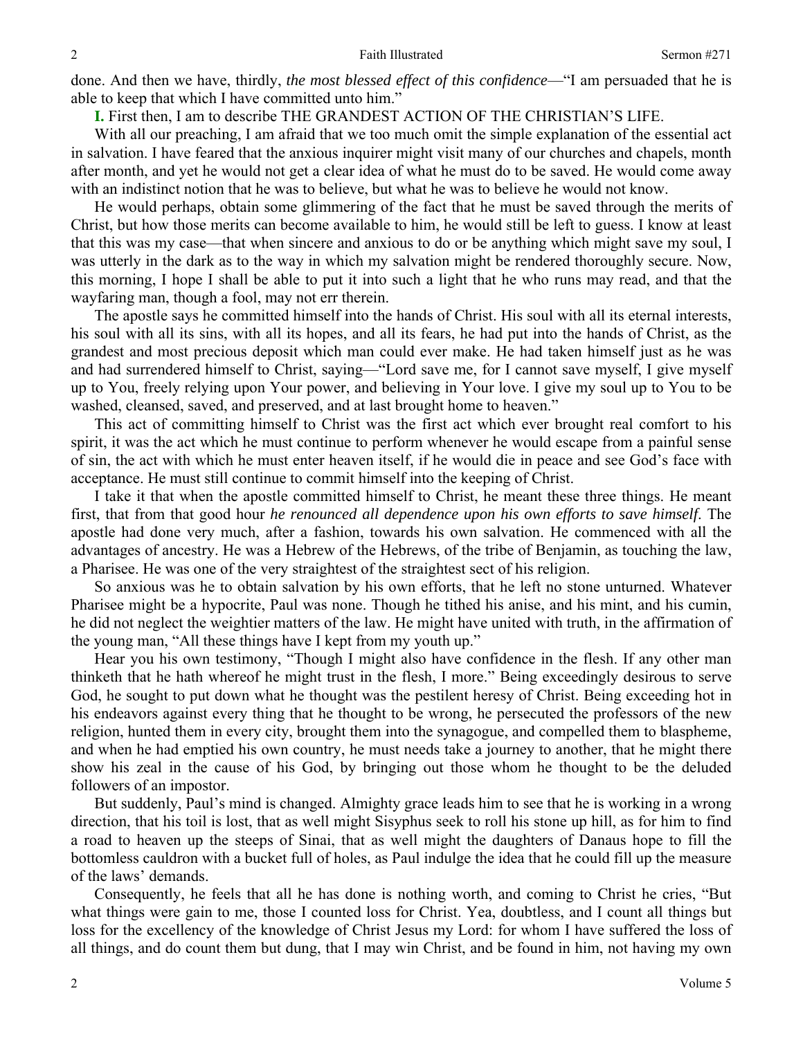done. And then we have, thirdly, *the most blessed effect of this confidence*—"I am persuaded that he is able to keep that which I have committed unto him."

**I.** First then, I am to describe THE GRANDEST ACTION OF THE CHRISTIAN'S LIFE.

With all our preaching, I am afraid that we too much omit the simple explanation of the essential act in salvation. I have feared that the anxious inquirer might visit many of our churches and chapels, month after month, and yet he would not get a clear idea of what he must do to be saved. He would come away with an indistinct notion that he was to believe, but what he was to believe he would not know.

He would perhaps, obtain some glimmering of the fact that he must be saved through the merits of Christ, but how those merits can become available to him, he would still be left to guess. I know at least that this was my case—that when sincere and anxious to do or be anything which might save my soul, I was utterly in the dark as to the way in which my salvation might be rendered thoroughly secure. Now, this morning, I hope I shall be able to put it into such a light that he who runs may read, and that the wayfaring man, though a fool, may not err therein.

The apostle says he committed himself into the hands of Christ. His soul with all its eternal interests, his soul with all its sins, with all its hopes, and all its fears, he had put into the hands of Christ, as the grandest and most precious deposit which man could ever make. He had taken himself just as he was and had surrendered himself to Christ, saying—"Lord save me, for I cannot save myself, I give myself up to You, freely relying upon Your power, and believing in Your love. I give my soul up to You to be washed, cleansed, saved, and preserved, and at last brought home to heaven."

This act of committing himself to Christ was the first act which ever brought real comfort to his spirit, it was the act which he must continue to perform whenever he would escape from a painful sense of sin, the act with which he must enter heaven itself, if he would die in peace and see God's face with acceptance. He must still continue to commit himself into the keeping of Christ.

I take it that when the apostle committed himself to Christ, he meant these three things. He meant first, that from that good hour *he renounced all dependence upon his own efforts to save himself*. The apostle had done very much, after a fashion, towards his own salvation. He commenced with all the advantages of ancestry. He was a Hebrew of the Hebrews, of the tribe of Benjamin, as touching the law, a Pharisee. He was one of the very straightest of the straightest sect of his religion.

So anxious was he to obtain salvation by his own efforts, that he left no stone unturned. Whatever Pharisee might be a hypocrite, Paul was none. Though he tithed his anise, and his mint, and his cumin, he did not neglect the weightier matters of the law. He might have united with truth, in the affirmation of the young man, "All these things have I kept from my youth up."

Hear you his own testimony, "Though I might also have confidence in the flesh. If any other man thinketh that he hath whereof he might trust in the flesh, I more." Being exceedingly desirous to serve God, he sought to put down what he thought was the pestilent heresy of Christ. Being exceeding hot in his endeavors against every thing that he thought to be wrong, he persecuted the professors of the new religion, hunted them in every city, brought them into the synagogue, and compelled them to blaspheme, and when he had emptied his own country, he must needs take a journey to another, that he might there show his zeal in the cause of his God, by bringing out those whom he thought to be the deluded followers of an impostor.

But suddenly, Paul's mind is changed. Almighty grace leads him to see that he is working in a wrong direction, that his toil is lost, that as well might Sisyphus seek to roll his stone up hill, as for him to find a road to heaven up the steeps of Sinai, that as well might the daughters of Danaus hope to fill the bottomless cauldron with a bucket full of holes, as Paul indulge the idea that he could fill up the measure of the laws' demands.

Consequently, he feels that all he has done is nothing worth, and coming to Christ he cries, "But what things were gain to me, those I counted loss for Christ. Yea, doubtless, and I count all things but loss for the excellency of the knowledge of Christ Jesus my Lord: for whom I have suffered the loss of all things, and do count them but dung, that I may win Christ, and be found in him, not having my own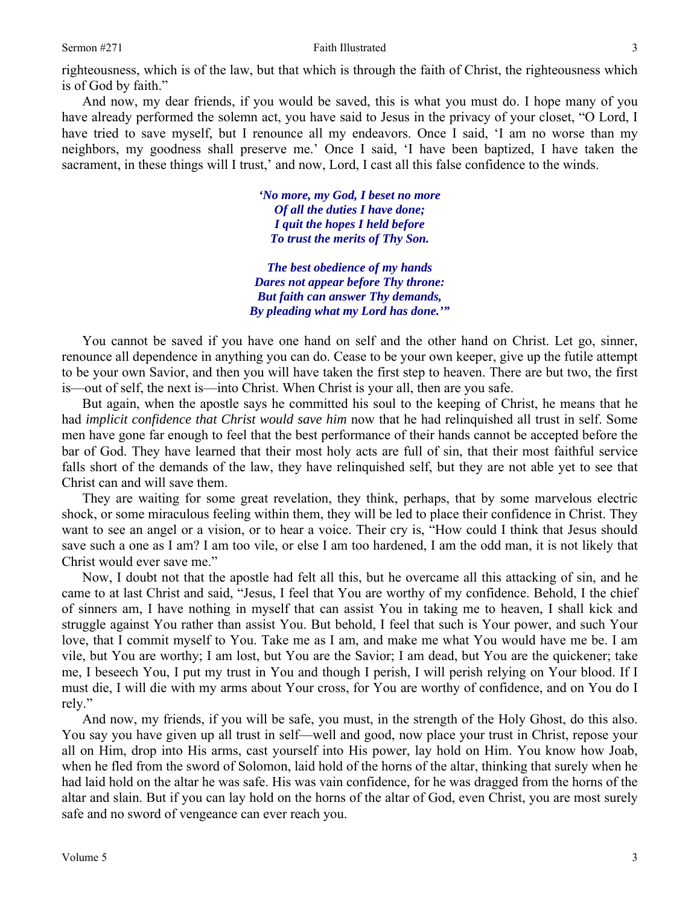righteousness, which is of the law, but that which is through the faith of Christ, the righteousness which is of God by faith."

And now, my dear friends, if you would be saved, this is what you must do. I hope many of you have already performed the solemn act, you have said to Jesus in the privacy of your closet, "O Lord, I have tried to save myself, but I renounce all my endeavors. Once I said, 'I am no worse than my neighbors, my goodness shall preserve me.' Once I said, 'I have been baptized, I have taken the sacrament, in these things will I trust,' and now, Lord, I cast all this false confidence to the winds.

> ***'No more, my God, I beset no more***
> ***Of all the duties I have done;***
> ***I quit the hopes I held before***
> ***To trust the merits of Thy Son.***
>
> ***The best obedience of my hands***
> ***Dares not appear before Thy throne:***
> ***But faith can answer Thy demands,***
> ***By pleading what my Lord has done.'"***

You cannot be saved if you have one hand on self and the other hand on Christ. Let go, sinner, renounce all dependence in anything you can do. Cease to be your own keeper, give up the futile attempt to be your own Savior, and then you will have taken the first step to heaven. There are but two, the first is—out of self, the next is—into Christ. When Christ is your all, then are you safe.

But again, when the apostle says he committed his soul to the keeping of Christ, he means that he had *implicit confidence that Christ would save him* now that he had relinquished all trust in self. Some men have gone far enough to feel that the best performance of their hands cannot be accepted before the bar of God. They have learned that their most holy acts are full of sin, that their most faithful service falls short of the demands of the law, they have relinquished self, but they are not able yet to see that Christ can and will save them.

They are waiting for some great revelation, they think, perhaps, that by some marvelous electric shock, or some miraculous feeling within them, they will be led to place their confidence in Christ. They want to see an angel or a vision, or to hear a voice. Their cry is, "How could I think that Jesus should save such a one as I am? I am too vile, or else I am too hardened, I am the odd man, it is not likely that Christ would ever save me."

Now, I doubt not that the apostle had felt all this, but he overcame all this attacking of sin, and he came to at last Christ and said, "Jesus, I feel that You are worthy of my confidence. Behold, I the chief of sinners am, I have nothing in myself that can assist You in taking me to heaven, I shall kick and struggle against You rather than assist You. But behold, I feel that such is Your power, and such Your love, that I commit myself to You. Take me as I am, and make me what You would have me be. I am vile, but You are worthy; I am lost, but You are the Savior; I am dead, but You are the quickener; take me, I beseech You, I put my trust in You and though I perish, I will perish relying on Your blood. If I must die, I will die with my arms about Your cross, for You are worthy of confidence, and on You do I rely."

And now, my friends, if you will be safe, you must, in the strength of the Holy Ghost, do this also. You say you have given up all trust in self—well and good, now place your trust in Christ, repose your all on Him, drop into His arms, cast yourself into His power, lay hold on Him. You know how Joab, when he fled from the sword of Solomon, laid hold of the horns of the altar, thinking that surely when he had laid hold on the altar he was safe. His was vain confidence, for he was dragged from the horns of the altar and slain. But if you can lay hold on the horns of the altar of God, even Christ, you are most surely safe and no sword of vengeance can ever reach you.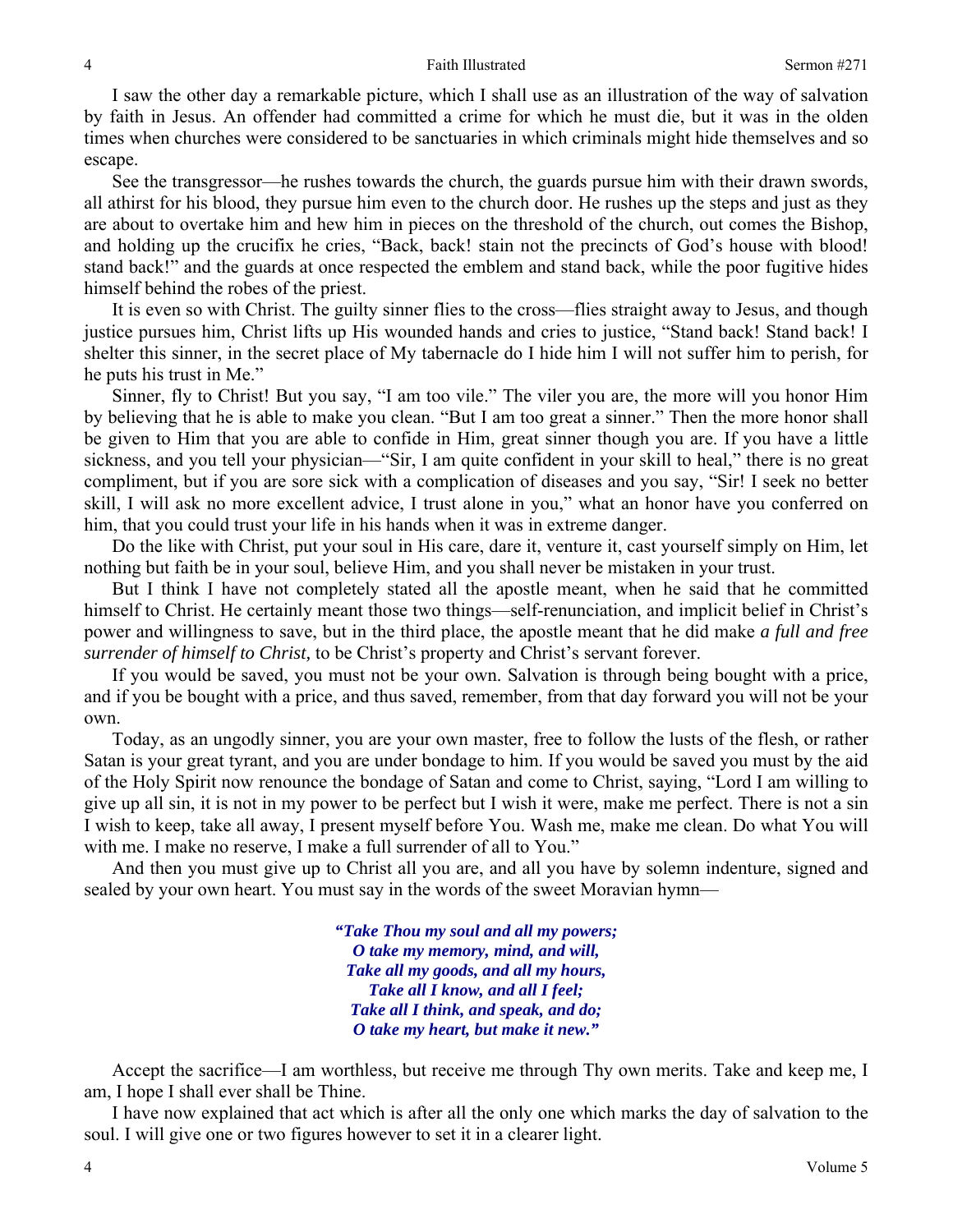I saw the other day a remarkable picture, which I shall use as an illustration of the way of salvation by faith in Jesus. An offender had committed a crime for which he must die, but it was in the olden times when churches were considered to be sanctuaries in which criminals might hide themselves and so escape.

See the transgressor—he rushes towards the church, the guards pursue him with their drawn swords, all athirst for his blood, they pursue him even to the church door. He rushes up the steps and just as they are about to overtake him and hew him in pieces on the threshold of the church, out comes the Bishop, and holding up the crucifix he cries, "Back, back! stain not the precincts of God's house with blood! stand back!" and the guards at once respected the emblem and stand back, while the poor fugitive hides himself behind the robes of the priest.

It is even so with Christ. The guilty sinner flies to the cross—flies straight away to Jesus, and though justice pursues him, Christ lifts up His wounded hands and cries to justice, "Stand back! Stand back! I shelter this sinner, in the secret place of My tabernacle do I hide him I will not suffer him to perish, for he puts his trust in Me."

Sinner, fly to Christ! But you say, "I am too vile." The viler you are, the more will you honor Him by believing that he is able to make you clean. "But I am too great a sinner." Then the more honor shall be given to Him that you are able to confide in Him, great sinner though you are. If you have a little sickness, and you tell your physician—"Sir, I am quite confident in your skill to heal," there is no great compliment, but if you are sore sick with a complication of diseases and you say, "Sir! I seek no better skill, I will ask no more excellent advice, I trust alone in you," what an honor have you conferred on him, that you could trust your life in his hands when it was in extreme danger.

Do the like with Christ, put your soul in His care, dare it, venture it, cast yourself simply on Him, let nothing but faith be in your soul, believe Him, and you shall never be mistaken in your trust.

But I think I have not completely stated all the apostle meant, when he said that he committed himself to Christ. He certainly meant those two things—self-renunciation, and implicit belief in Christ's power and willingness to save, but in the third place, the apostle meant that he did make *a full and free surrender of himself to Christ,* to be Christ's property and Christ's servant forever.

If you would be saved, you must not be your own. Salvation is through being bought with a price, and if you be bought with a price, and thus saved, remember, from that day forward you will not be your own.

Today, as an ungodly sinner, you are your own master, free to follow the lusts of the flesh, or rather Satan is your great tyrant, and you are under bondage to him. If you would be saved you must by the aid of the Holy Spirit now renounce the bondage of Satan and come to Christ, saying, "Lord I am willing to give up all sin, it is not in my power to be perfect but I wish it were, make me perfect. There is not a sin I wish to keep, take all away, I present myself before You. Wash me, make me clean. Do what You will with me. I make no reserve, I make a full surrender of all to You."

And then you must give up to Christ all you are, and all you have by solemn indenture, signed and sealed by your own heart. You must say in the words of the sweet Moravian hymn—

> ***"Take Thou my soul and all my powers;***
> ***O take my memory, mind, and will,***
> ***Take all my goods, and all my hours,***
> ***Take all I know, and all I feel;***
> ***Take all I think, and speak, and do;***
> ***O take my heart, but make it new."***

Accept the sacrifice—I am worthless, but receive me through Thy own merits. Take and keep me, I am, I hope I shall ever shall be Thine.

I have now explained that act which is after all the only one which marks the day of salvation to the soul. I will give one or two figures however to set it in a clearer light.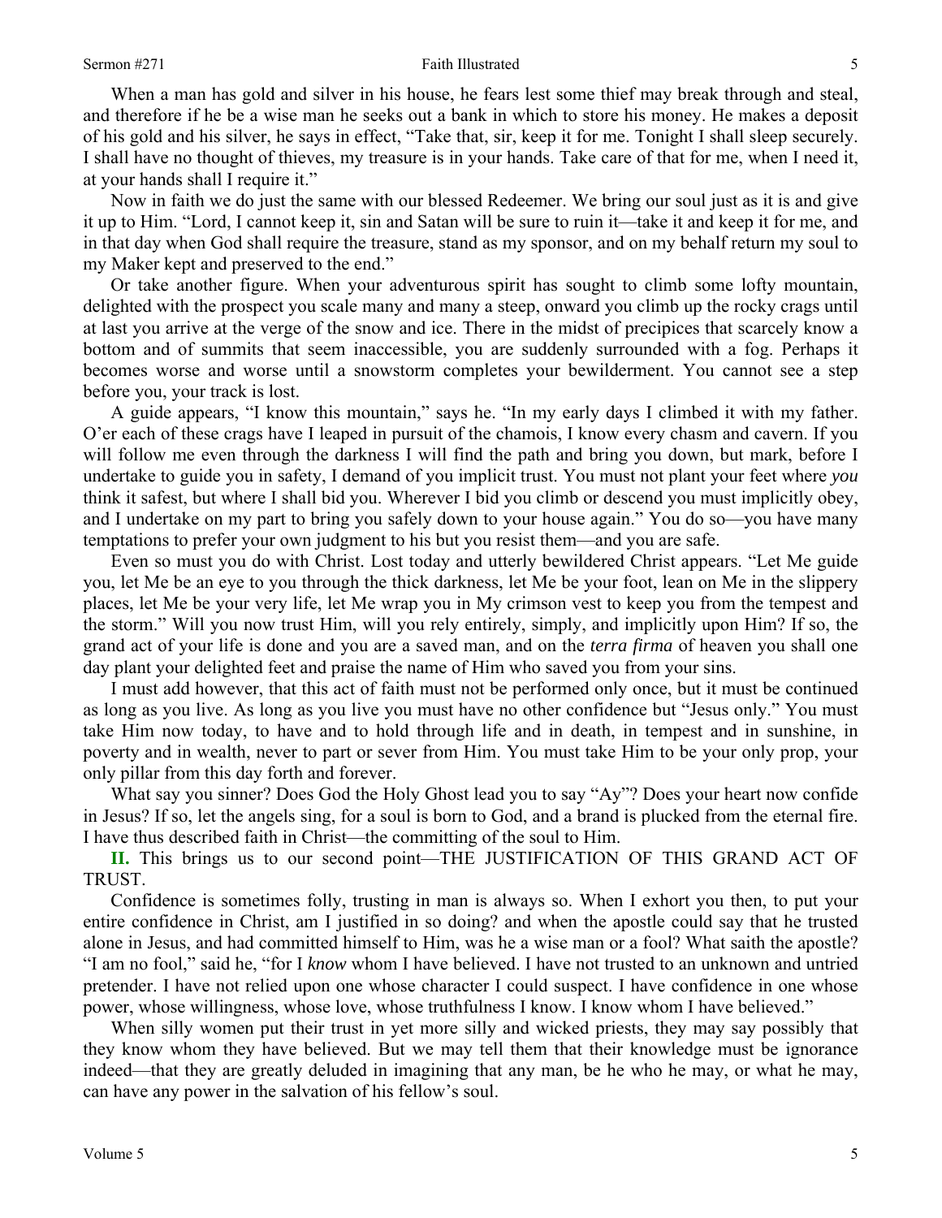When a man has gold and silver in his house, he fears lest some thief may break through and steal, and therefore if he be a wise man he seeks out a bank in which to store his money. He makes a deposit of his gold and his silver, he says in effect, "Take that, sir, keep it for me. Tonight I shall sleep securely. I shall have no thought of thieves, my treasure is in your hands. Take care of that for me, when I need it, at your hands shall I require it."

Now in faith we do just the same with our blessed Redeemer. We bring our soul just as it is and give it up to Him. "Lord, I cannot keep it, sin and Satan will be sure to ruin it—take it and keep it for me, and in that day when God shall require the treasure, stand as my sponsor, and on my behalf return my soul to my Maker kept and preserved to the end."

Or take another figure. When your adventurous spirit has sought to climb some lofty mountain, delighted with the prospect you scale many and many a steep, onward you climb up the rocky crags until at last you arrive at the verge of the snow and ice. There in the midst of precipices that scarcely know a bottom and of summits that seem inaccessible, you are suddenly surrounded with a fog. Perhaps it becomes worse and worse until a snowstorm completes your bewilderment. You cannot see a step before you, your track is lost.

A guide appears, "I know this mountain," says he. "In my early days I climbed it with my father. O'er each of these crags have I leaped in pursuit of the chamois, I know every chasm and cavern. If you will follow me even through the darkness I will find the path and bring you down, but mark, before I undertake to guide you in safety, I demand of you implicit trust. You must not plant your feet where *you* think it safest, but where I shall bid you. Wherever I bid you climb or descend you must implicitly obey, and I undertake on my part to bring you safely down to your house again." You do so—you have many temptations to prefer your own judgment to his but you resist them—and you are safe.

Even so must you do with Christ. Lost today and utterly bewildered Christ appears. "Let Me guide you, let Me be an eye to you through the thick darkness, let Me be your foot, lean on Me in the slippery places, let Me be your very life, let Me wrap you in My crimson vest to keep you from the tempest and the storm." Will you now trust Him, will you rely entirely, simply, and implicitly upon Him? If so, the grand act of your life is done and you are a saved man, and on the *terra firma* of heaven you shall one day plant your delighted feet and praise the name of Him who saved you from your sins.

I must add however, that this act of faith must not be performed only once, but it must be continued as long as you live. As long as you live you must have no other confidence but "Jesus only." You must take Him now today, to have and to hold through life and in death, in tempest and in sunshine, in poverty and in wealth, never to part or sever from Him. You must take Him to be your only prop, your only pillar from this day forth and forever.

What say you sinner? Does God the Holy Ghost lead you to say "Ay"? Does your heart now confide in Jesus? If so, let the angels sing, for a soul is born to God, and a brand is plucked from the eternal fire. I have thus described faith in Christ—the committing of the soul to Him.

**II.** This brings us to our second point—THE JUSTIFICATION OF THIS GRAND ACT OF TRUST.

Confidence is sometimes folly, trusting in man is always so. When I exhort you then, to put your entire confidence in Christ, am I justified in so doing? and when the apostle could say that he trusted alone in Jesus, and had committed himself to Him, was he a wise man or a fool? What saith the apostle? "I am no fool," said he, "for I *know* whom I have believed. I have not trusted to an unknown and untried pretender. I have not relied upon one whose character I could suspect. I have confidence in one whose power, whose willingness, whose love, whose truthfulness I know. I know whom I have believed."

When silly women put their trust in yet more silly and wicked priests, they may say possibly that they know whom they have believed. But we may tell them that their knowledge must be ignorance indeed—that they are greatly deluded in imagining that any man, be he who he may, or what he may, can have any power in the salvation of his fellow's soul.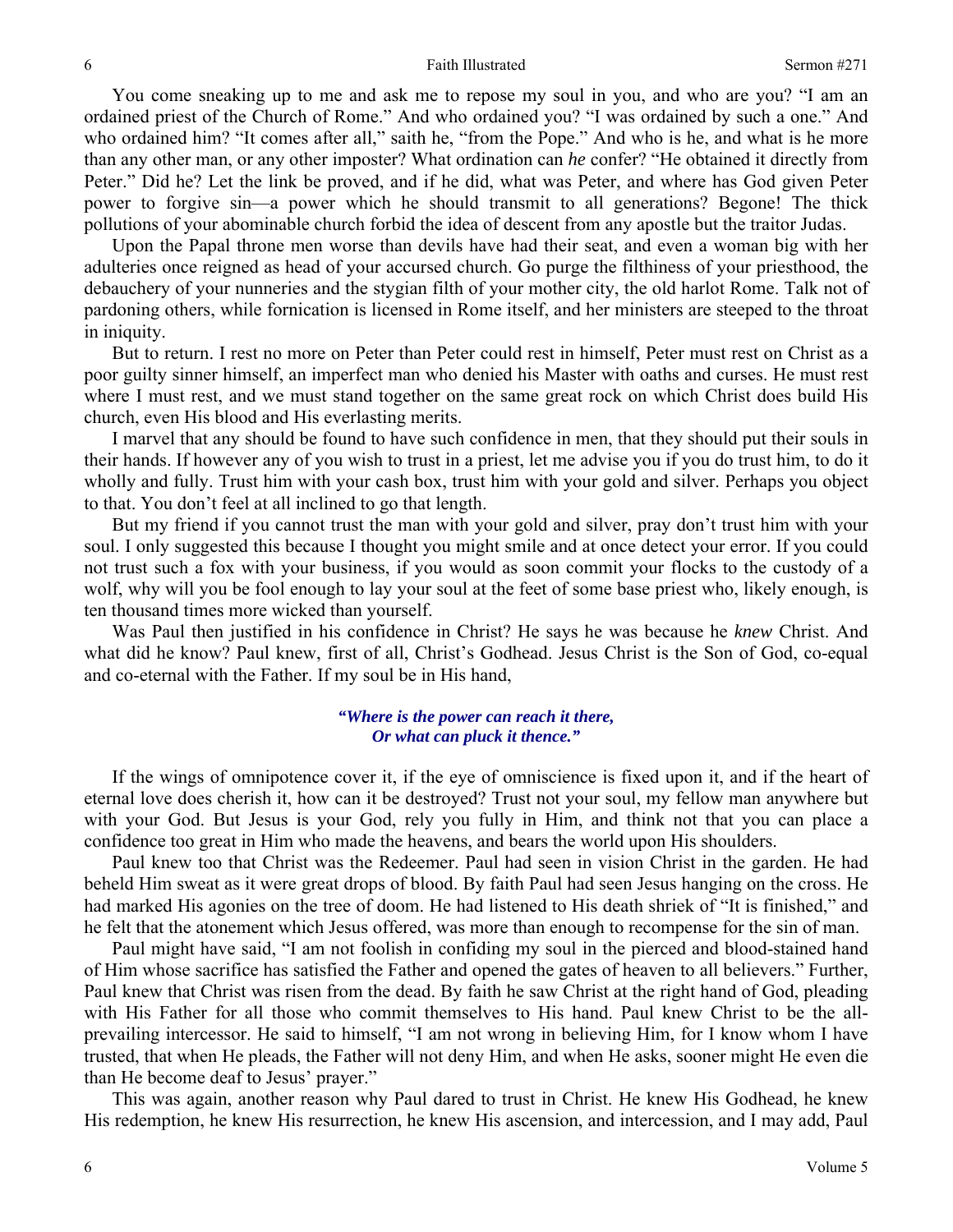You come sneaking up to me and ask me to repose my soul in you, and who are you? "I am an ordained priest of the Church of Rome." And who ordained you? "I was ordained by such a one." And who ordained him? "It comes after all," saith he, "from the Pope." And who is he, and what is he more than any other man, or any other imposter? What ordination can *he* confer? "He obtained it directly from Peter." Did he? Let the link be proved, and if he did, what was Peter, and where has God given Peter power to forgive sin—a power which he should transmit to all generations? Begone! The thick pollutions of your abominable church forbid the idea of descent from any apostle but the traitor Judas.

Upon the Papal throne men worse than devils have had their seat, and even a woman big with her adulteries once reigned as head of your accursed church. Go purge the filthiness of your priesthood, the debauchery of your nunneries and the stygian filth of your mother city, the old harlot Rome. Talk not of pardoning others, while fornication is licensed in Rome itself, and her ministers are steeped to the throat in iniquity.

But to return. I rest no more on Peter than Peter could rest in himself, Peter must rest on Christ as a poor guilty sinner himself, an imperfect man who denied his Master with oaths and curses. He must rest where I must rest, and we must stand together on the same great rock on which Christ does build His church, even His blood and His everlasting merits.

I marvel that any should be found to have such confidence in men, that they should put their souls in their hands. If however any of you wish to trust in a priest, let me advise you if you do trust him, to do it wholly and fully. Trust him with your cash box, trust him with your gold and silver. Perhaps you object to that. You don't feel at all inclined to go that length.

But my friend if you cannot trust the man with your gold and silver, pray don't trust him with your soul. I only suggested this because I thought you might smile and at once detect your error. If you could not trust such a fox with your business, if you would as soon commit your flocks to the custody of a wolf, why will you be fool enough to lay your soul at the feet of some base priest who, likely enough, is ten thousand times more wicked than yourself.

Was Paul then justified in his confidence in Christ? He says he was because he *knew* Christ. And what did he know? Paul knew, first of all, Christ's Godhead. Jesus Christ is the Son of God, co-equal and co-eternal with the Father. If my soul be in His hand,

> ***"Where is the power can reach it there,***
> ***Or what can pluck it thence."***

If the wings of omnipotence cover it, if the eye of omniscience is fixed upon it, and if the heart of eternal love does cherish it, how can it be destroyed? Trust not your soul, my fellow man anywhere but with your God. But Jesus is your God, rely you fully in Him, and think not that you can place a confidence too great in Him who made the heavens, and bears the world upon His shoulders.

Paul knew too that Christ was the Redeemer. Paul had seen in vision Christ in the garden. He had beheld Him sweat as it were great drops of blood. By faith Paul had seen Jesus hanging on the cross. He had marked His agonies on the tree of doom. He had listened to His death shriek of "It is finished," and he felt that the atonement which Jesus offered, was more than enough to recompense for the sin of man.

Paul might have said, "I am not foolish in confiding my soul in the pierced and blood-stained hand of Him whose sacrifice has satisfied the Father and opened the gates of heaven to all believers." Further, Paul knew that Christ was risen from the dead. By faith he saw Christ at the right hand of God, pleading with His Father for all those who commit themselves to His hand. Paul knew Christ to be the all-prevailing intercessor. He said to himself, "I am not wrong in believing Him, for I know whom I have trusted, that when He pleads, the Father will not deny Him, and when He asks, sooner might He even die than He become deaf to Jesus' prayer."

This was again, another reason why Paul dared to trust in Christ. He knew His Godhead, he knew His redemption, he knew His resurrection, he knew His ascension, and intercession, and I may add, Paul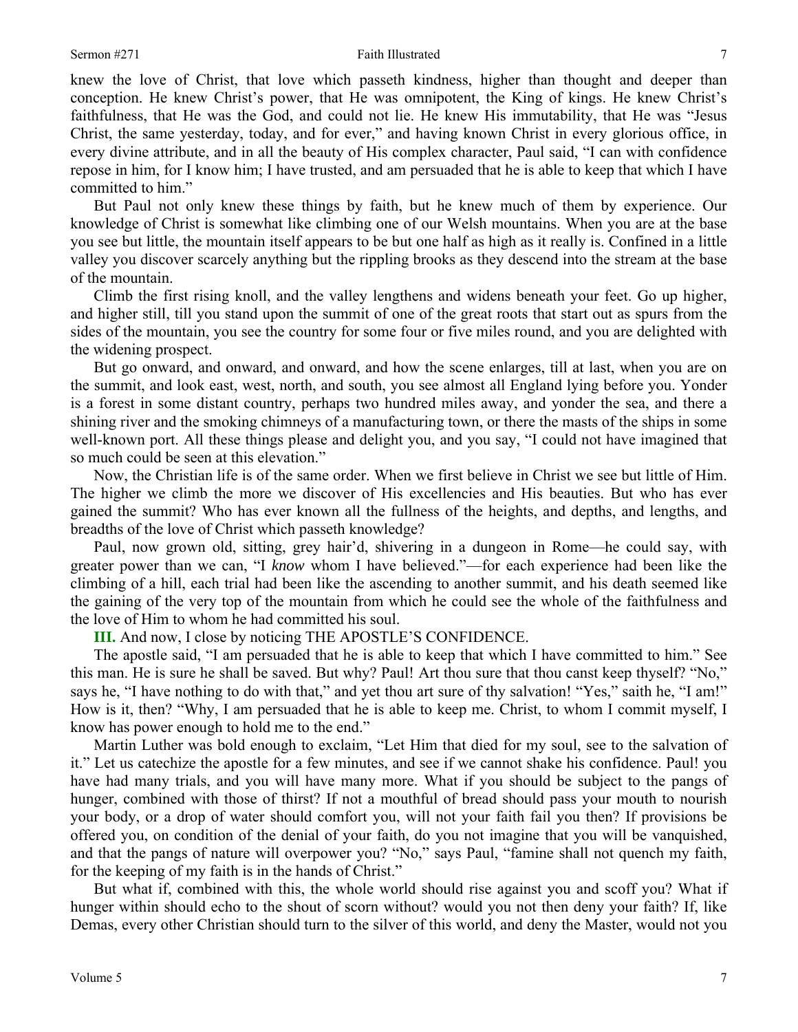knew the love of Christ, that love which passeth kindness, higher than thought and deeper than conception. He knew Christ's power, that He was omnipotent, the King of kings. He knew Christ's faithfulness, that He was the God, and could not lie. He knew His immutability, that He was "Jesus Christ, the same yesterday, today, and for ever," and having known Christ in every glorious office, in every divine attribute, and in all the beauty of His complex character, Paul said, "I can with confidence repose in him, for I know him; I have trusted, and am persuaded that he is able to keep that which I have committed to him."

But Paul not only knew these things by faith, but he knew much of them by experience. Our knowledge of Christ is somewhat like climbing one of our Welsh mountains. When you are at the base you see but little, the mountain itself appears to be but one half as high as it really is. Confined in a little valley you discover scarcely anything but the rippling brooks as they descend into the stream at the base of the mountain.

Climb the first rising knoll, and the valley lengthens and widens beneath your feet. Go up higher, and higher still, till you stand upon the summit of one of the great roots that start out as spurs from the sides of the mountain, you see the country for some four or five miles round, and you are delighted with the widening prospect.

But go onward, and onward, and onward, and how the scene enlarges, till at last, when you are on the summit, and look east, west, north, and south, you see almost all England lying before you. Yonder is a forest in some distant country, perhaps two hundred miles away, and yonder the sea, and there a shining river and the smoking chimneys of a manufacturing town, or there the masts of the ships in some well-known port. All these things please and delight you, and you say, "I could not have imagined that so much could be seen at this elevation."

Now, the Christian life is of the same order. When we first believe in Christ we see but little of Him. The higher we climb the more we discover of His excellencies and His beauties. But who has ever gained the summit? Who has ever known all the fullness of the heights, and depths, and lengths, and breadths of the love of Christ which passeth knowledge?

Paul, now grown old, sitting, grey hair'd, shivering in a dungeon in Rome—he could say, with greater power than we can, "I *know* whom I have believed."—for each experience had been like the climbing of a hill, each trial had been like the ascending to another summit, and his death seemed like the gaining of the very top of the mountain from which he could see the whole of the faithfulness and the love of Him to whom he had committed his soul.

**III.** And now, I close by noticing THE APOSTLE'S CONFIDENCE.

The apostle said, "I am persuaded that he is able to keep that which I have committed to him." See this man. He is sure he shall be saved. But why? Paul! Art thou sure that thou canst keep thyself? "No," says he, "I have nothing to do with that," and yet thou art sure of thy salvation! "Yes," saith he, "I am!" How is it, then? "Why, I am persuaded that he is able to keep me. Christ, to whom I commit myself, I know has power enough to hold me to the end."

Martin Luther was bold enough to exclaim, "Let Him that died for my soul, see to the salvation of it." Let us catechize the apostle for a few minutes, and see if we cannot shake his confidence. Paul! you have had many trials, and you will have many more. What if you should be subject to the pangs of hunger, combined with those of thirst? If not a mouthful of bread should pass your mouth to nourish your body, or a drop of water should comfort you, will not your faith fail you then? If provisions be offered you, on condition of the denial of your faith, do you not imagine that you will be vanquished, and that the pangs of nature will overpower you? "No," says Paul, "famine shall not quench my faith, for the keeping of my faith is in the hands of Christ."

But what if, combined with this, the whole world should rise against you and scoff you? What if hunger within should echo to the shout of scorn without? would you not then deny your faith? If, like Demas, every other Christian should turn to the silver of this world, and deny the Master, would not you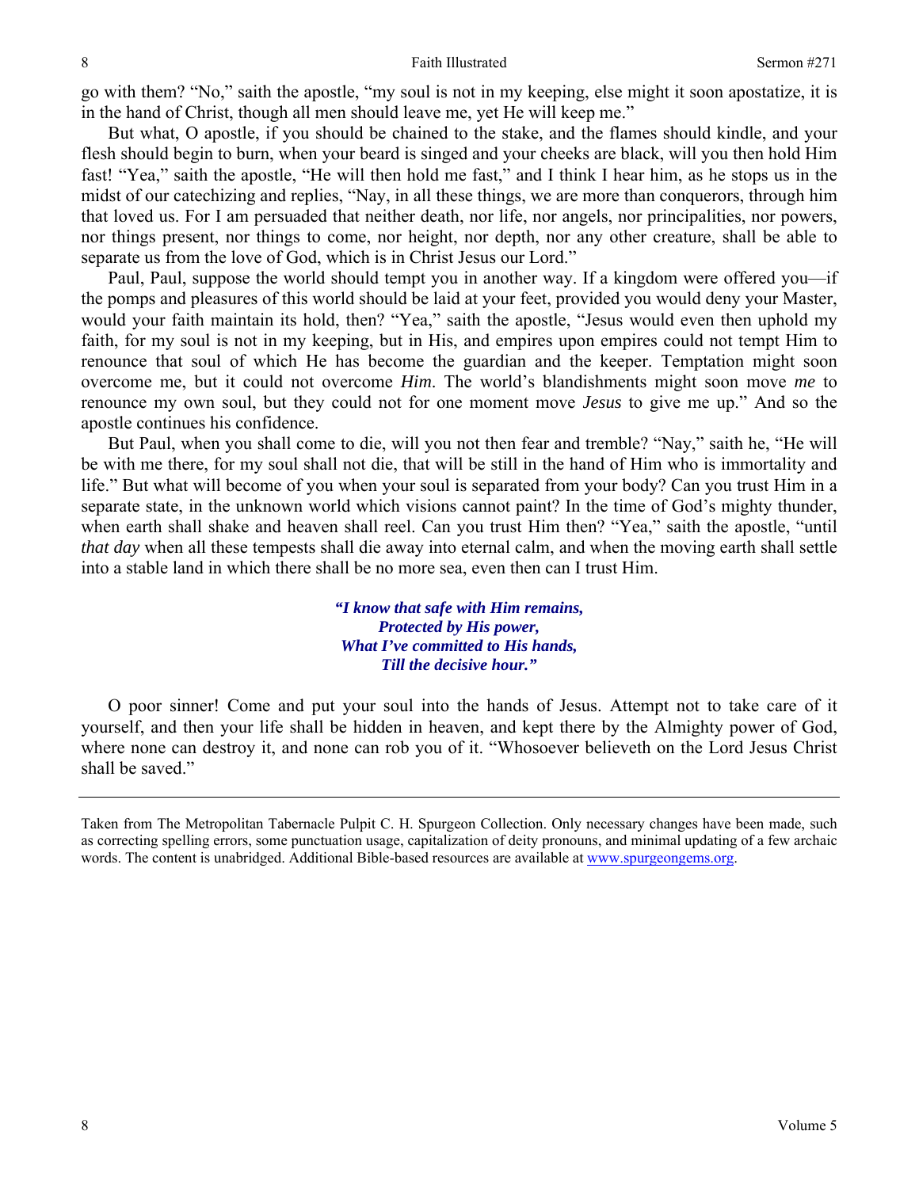go with them? "No," saith the apostle, "my soul is not in my keeping, else might it soon apostatize, it is in the hand of Christ, though all men should leave me, yet He will keep me."

But what, O apostle, if you should be chained to the stake, and the flames should kindle, and your flesh should begin to burn, when your beard is singed and your cheeks are black, will you then hold Him fast! "Yea," saith the apostle, "He will then hold me fast," and I think I hear him, as he stops us in the midst of our catechizing and replies, "Nay, in all these things, we are more than conquerors, through him that loved us. For I am persuaded that neither death, nor life, nor angels, nor principalities, nor powers, nor things present, nor things to come, nor height, nor depth, nor any other creature, shall be able to separate us from the love of God, which is in Christ Jesus our Lord."

Paul, Paul, suppose the world should tempt you in another way. If a kingdom were offered you—if the pomps and pleasures of this world should be laid at your feet, provided you would deny your Master, would your faith maintain its hold, then? "Yea," saith the apostle, "Jesus would even then uphold my faith, for my soul is not in my keeping, but in His, and empires upon empires could not tempt Him to renounce that soul of which He has become the guardian and the keeper. Temptation might soon overcome me, but it could not overcome *Him*. The world's blandishments might soon move *me* to renounce my own soul, but they could not for one moment move *Jesus* to give me up." And so the apostle continues his confidence.

But Paul, when you shall come to die, will you not then fear and tremble? "Nay," saith he, "He will be with me there, for my soul shall not die, that will be still in the hand of Him who is immortality and life." But what will become of you when your soul is separated from your body? Can you trust Him in a separate state, in the unknown world which visions cannot paint? In the time of God's mighty thunder, when earth shall shake and heaven shall reel. Can you trust Him then? "Yea," saith the apostle, "until *that day* when all these tempests shall die away into eternal calm, and when the moving earth shall settle into a stable land in which there shall be no more sea, even then can I trust Him.

> ***"I know that safe with Him remains,***
> ***Protected by His power,***
> ***What I've committed to His hands,***
> ***Till the decisive hour."***

O poor sinner! Come and put your soul into the hands of Jesus. Attempt not to take care of it yourself, and then your life shall be hidden in heaven, and kept there by the Almighty power of God, where none can destroy it, and none can rob you of it. "Whosoever believeth on the Lord Jesus Christ shall be saved."

---

Taken from The Metropolitan Tabernacle Pulpit C. H. Spurgeon Collection. Only necessary changes have been made, such as correcting spelling errors, some punctuation usage, capitalization of deity pronouns, and minimal updating of a few archaic words. The content is unabridged. Additional Bible-based resources are available at www.spurgeongems.org.